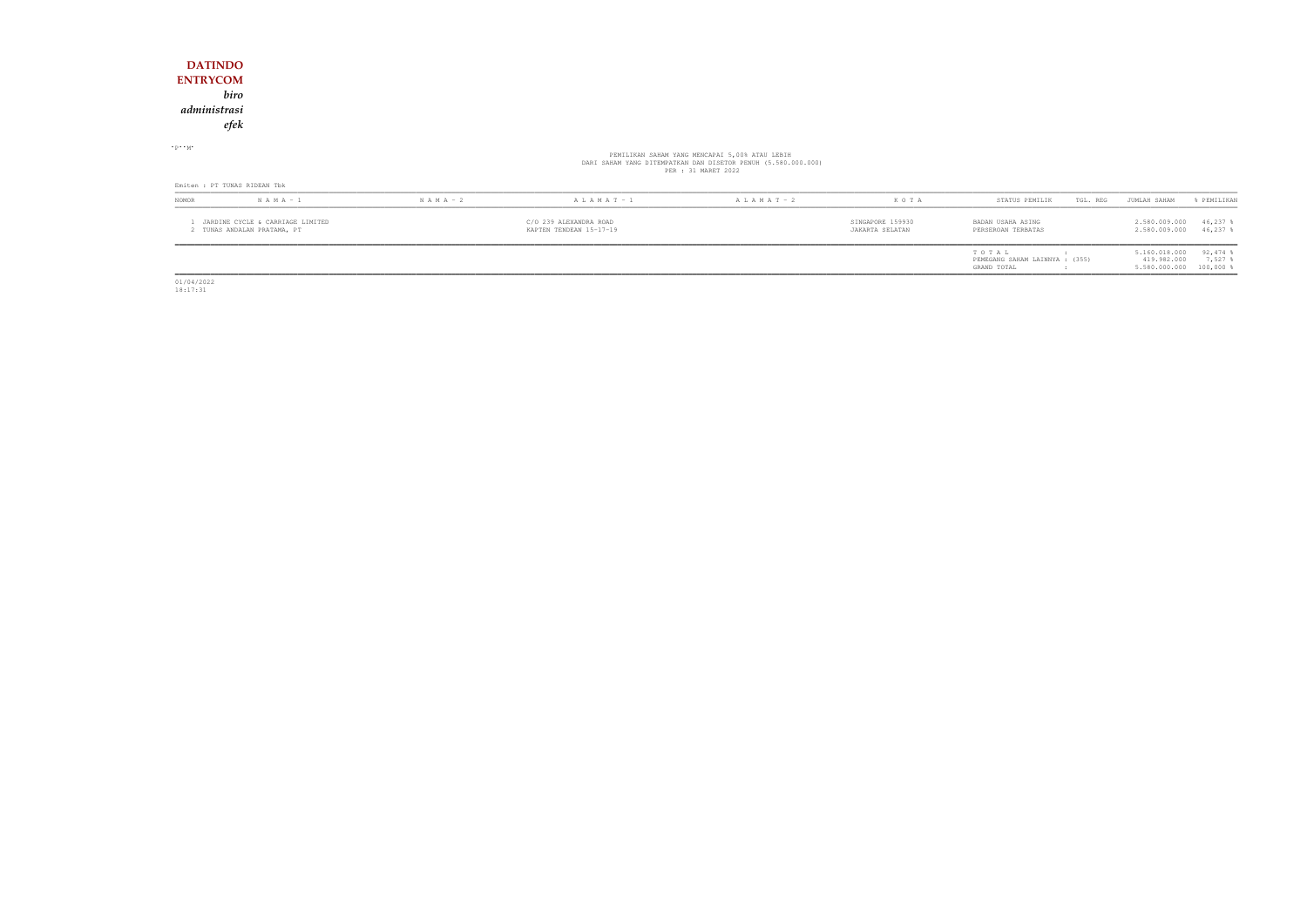**DATINDO ENTRYCOM**

*biro administrasi efek*

PEMILIKAN SAHAM YANG MENCAPAI 5,00% ATAU LEBIH
DARI SAHAM YANG DITEMPATKAN DAN DISETOR PENUH (5.580.000.000)
PER : 31 MARET 2022

Emiten : PT TUNAS RIDEAN Tbk

| NOMOR | N A M A - 1 | N A M A - 2 | A L A M A T - 1 | A L A M A T - 2 | K O T A | STATUS PEMILIK | TGL. REG | JUMLAH SAHAM | % PEMILIKAN |
|---|---|---|---|---|---|---|---|---|---|
| 1 | JARDINE CYCLE & CARRIAGE LIMITED | | C/O 239 ALEXANDRA ROAD | | SINGAPORE 159930 | BADAN USAHA ASING | | 2.580.009.000 | 46,237 % |
| 2 | TUNAS ANDALAN PRATAMA, PT | | KAPTEN TENDEAN 15-17-19 | | JAKARTA SELATAN | PERSEROAN TERBATAS | | 2.580.009.000 | 46,237 % |
| | | | | | | T O T A L : | | 5.160.018.000 | 92,474 % |
| | | | | | | PEMEGANG SAHAM LAINNYA : (355) | | 419.982.000 | 7,527 % |
| | | | | | | GRAND TOTAL : | | 5.580.000.000 | 100,000 % |

01/04/2022
18:17:31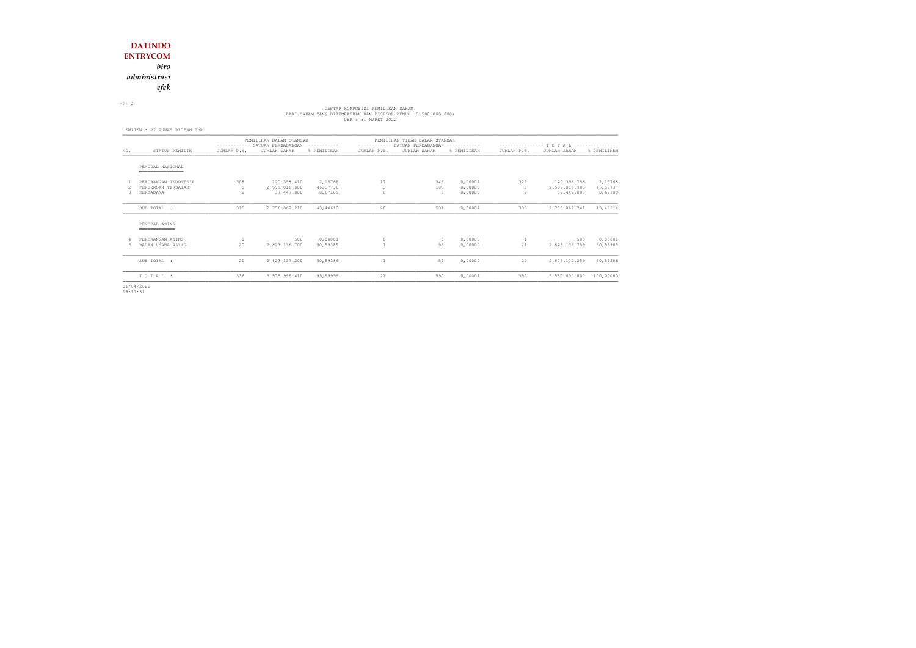**DATINDO**
**ENTRYCOM**
***biro administrasi efek***

DAFTAR KOMPOSISI PEMILIKAN SAHAM
DARI SAHAM YANG DITEMPATKAN DAN DISETOR PENUH (5.580.000.000)
PER : 31 MARET 2022

EMITEN : PT TUNAS RIDEAN Tbk

| NO. | STATUS PEMILIK | PEMILIKAN DALAM STANDAR SATUAN PERDAGANGAN | | | PEMILIKAN TIDAK DALAM STANDAR SATUAN PERDAGANGAN | | | T O T A L | | |
|---|---|---|---|---|---|---|---|---|---|---|
| | | JUMLAH P.S. | JUMLAH SAHAM | % PEMILIKAN | JUMLAH P.S. | JUMLAH SAHAM | % PEMILIKAN | JUMLAH P.S. | JUMLAH SAHAM | % PEMILIKAN |
| | PEMODAL NASIONAL | | | | | | | | | |
| 1 | PERORANGAN INDONESIA | 308 | 120.398.410 | 2,15768 | 17 | 346 | 0,00001 | 325 | 120.398.756 | 2,15768 |
| 2 | PERSEROAN TERBATAS | 5 | 2.599.016.800 | 46,57736 | 3 | 185 | 0,00000 | 8 | 2.599.016.985 | 46,57737 |
| 3 | REKSADANA | 2 | 37.447.000 | 0,67109 | 0 | 0 | 0,00000 | 2 | 37.447.000 | 0,67109 |
| | SUB TOTAL : | 315 | 2.756.862.210 | 49,40613 | 20 | 531 | 0,00001 | 335 | 2.756.862.741 | 49,40614 |
| | PEMODAL ASING | | | | | | | | | |
| 4 | PERORANGAN ASING | 1 | 500 | 0,00001 | 0 | 0 | 0,00000 | 1 | 500 | 0,00001 |
| 5 | BADAN USAHA ASING | 20 | 2.823.136.700 | 50,59385 | 1 | 59 | 0,00000 | 21 | 2.823.136.759 | 50,59385 |
| | SUB TOTAL : | 21 | 2.823.137.200 | 50,59386 | 1 | 59 | 0,00000 | 22 | 2.823.137.259 | 50,59386 |
| | T O T A L : | 336 | 5.579.999.410 | 99,99999 | 21 | 590 | 0,00001 | 357 | 5.580.000.000 | 100,00000 |

01/04/2022
18:17:31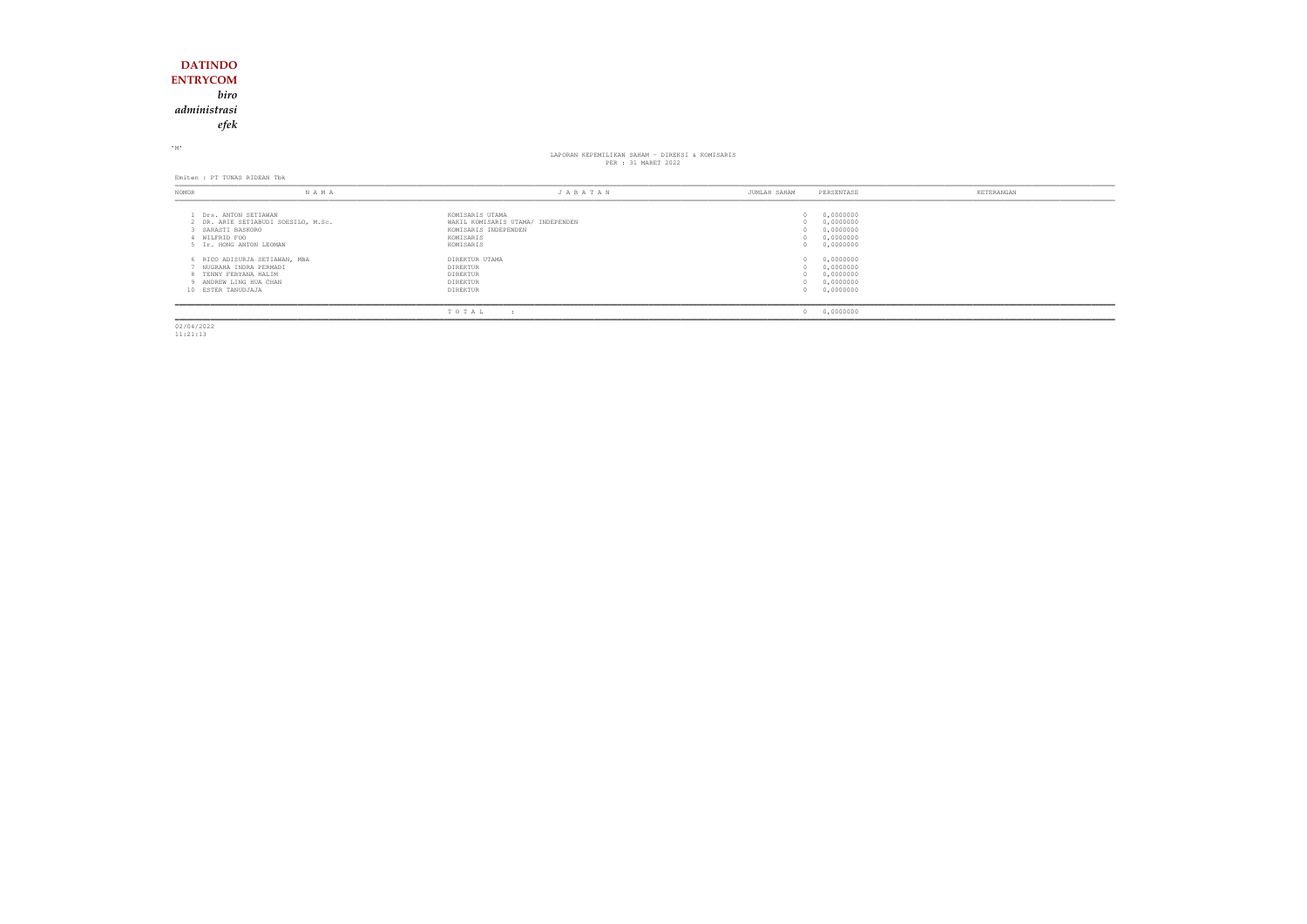**DATINDO ENTRYCOM**
*biro administrasi efek*

"M"

LAPORAN KEPEMILIKAN SAHAM - DIREKSI & KOMISARIS
PER : 31 MARET 2022

Emiten : PT TUNAS RIDEAN Tbk

| NOMOR | N A M A | J A B A T A N | JUMLAH SAHAM | PERSENTASE | KETERANGAN |
|---|---|---|---|---|---|
| 1 | Drs. ANTON SETIAWAN | KOMISARIS UTAMA | 0 | 0,0000000 | |
| 2 | DR. ARIE SETIABUDI SOESILO, M.Sc. | WAKIL KOMISARIS UTAMA/ INDEPENDEN | 0 | 0,0000000 | |
| 3 | SARASTI BASKORO | KOMISARIS INDEPENDEN | 0 | 0,0000000 | |
| 4 | WILFRID FOO | KOMISARIS | 0 | 0,0000000 | |
| 5 | Ir. HONG ANTON LEOMAN | KOMISARIS | 0 | 0,0000000 | |
| 6 | RICO ADISURJA SETIAWAN, MBA | DIREKTUR UTAMA | 0 | 0,0000000 | |
| 7 | NUGRAHA INDRA PERMADI | DIREKTUR | 0 | 0,0000000 | |
| 8 | TENNY FEBYANA HALIM | DIREKTUR | 0 | 0,0000000 | |
| 9 | ANDREW LING HUA CHAN | DIREKTUR | 0 | 0,0000000 | |
| 10 | ESTER TANUDJAJA | DIREKTUR | 0 | 0,0000000 | |
| | | T O T A L : | 0 | 0,0000000 | |

02/04/2022
11:21:13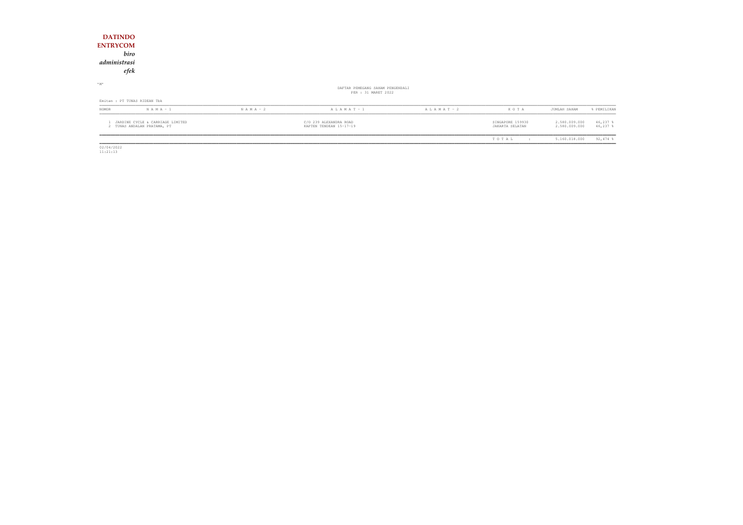**DATINDO ENTRYCOM**

***biro administrasi efek***

"M"

DAFTAR PEMEGANG SAHAM PENGENDALI
PER : 31 MARET 2022

Emiten : PT TUNAS RIDEAN Tbk

| NOMOR | N A M A - 1 | N A M A - 2 | A L A M A T - 1 | A L A M A T - 2 | K O T A | JUMLAH SAHAM | % PEMILIKAN |
|---|---|---|---|---|---|---|---|
| 1 | JARDINE CYCLE & CARRIAGE LIMITED | | C/O 239 ALEXANDRA ROAD | | SINGAPORE 159930 | 2.580.009.000 | 46,237 % |
| 2 | TUNAS ANDALAN PRATAMA, PT | | KAPTEN TENDEAN 15-17-19 | | JAKARTA SELATAN | 2.580.009.000 | 46,237 % |
| | | | | | T O T A L : | 5.160.018.000 | 92,474 % |

02/04/2022
11:21:13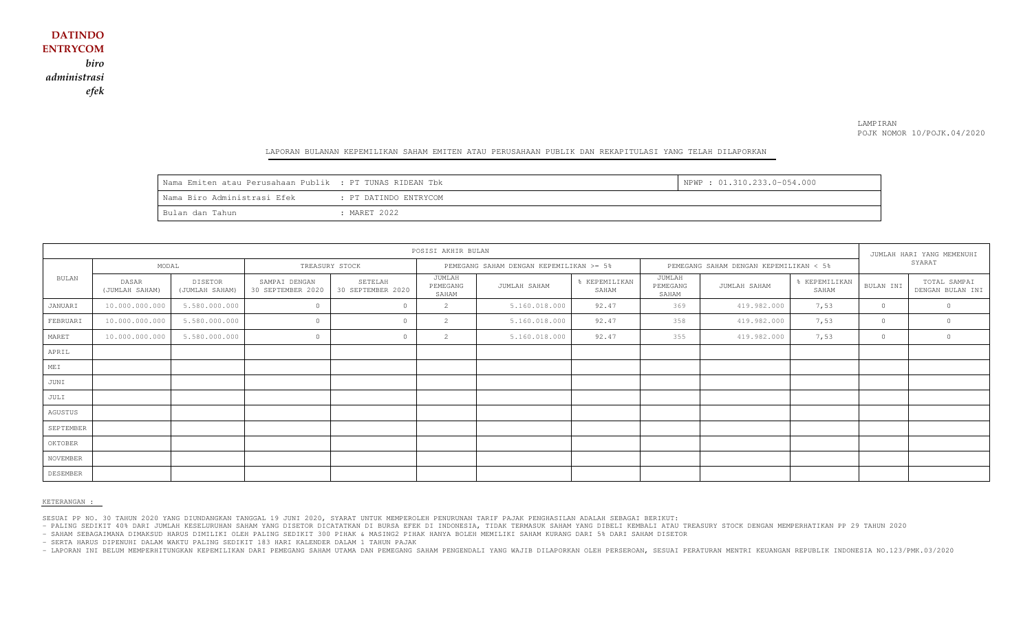**DATINDO ENTRYCOM**
*biro administrasi efek*

LAMPIRAN
POJK NOMOR 10/POJK.04/2020

LAPORAN BULANAN KEPEMILIKAN SAHAM EMITEN ATAU PERUSAHAAN PUBLIK DAN REKAPITULASI YANG TELAH DILAPORKAN

| | | |
|---|---|---|
| Nama Emiten atau Perusahaan Publik | : PT TUNAS RIDEAN Tbk | NPWP : 01.310.233.0-054.000 |
| Nama Biro Administrasi Efek | : PT DATINDO ENTRYCOM | |
| Bulan dan Tahun | : MARET 2022 | |

| BULAN | POSISI AKHIR BULAN | | | | | | | | | | JUMLAH HARI YANG MEMENUHI SYARAT | |
|---|---|---|---|---|---|---|---|---|---|---|---|---|
| | MODAL | | TREASURY STOCK | | PEMEGANG SAHAM DENGAN KEPEMILIKAN >= 5% | | | PEMEGANG SAHAM DENGAN KEPEMILIKAN < 5% | | | | |
| | DASAR (JUMLAH SAHAM) | DISETOR (JUMLAH SAHAM) | SAMPAI DENGAN 30 SEPTEMBER 2020 | SETELAH 30 SEPTEMBER 2020 | JUMLAH PEMEGANG SAHAM | JUMLAH SAHAM | % KEPEMILIKAN SAHAM | JUMLAH PEMEGANG SAHAM | JUMLAH SAHAM | % KEPEMILIKAN SAHAM | BULAN INI | TOTAL SAMPAI DENGAN BULAN INI |
| JANUARI | 10.000.000.000 | 5.580.000.000 | 0 | 0 | 2 | 5.160.018.000 | 92.47 | 369 | 419.982.000 | 7,53 | 0 | 0 |
| FEBRUARI | 10.000.000.000 | 5.580.000.000 | 0 | 0 | 2 | 5.160.018.000 | 92.47 | 358 | 419.982.000 | 7,53 | 0 | 0 |
| MARET | 10.000.000.000 | 5.580.000.000 | 0 | 0 | 2 | 5.160.018.000 | 92.47 | 355 | 419.982.000 | 7,53 | 0 | 0 |
| APRIL | | | | | | | | | | | | |
| MEI | | | | | | | | | | | | |
| JUNI | | | | | | | | | | | | |
| JULI | | | | | | | | | | | | |
| AGUSTUS | | | | | | | | | | | | |
| SEPTEMBER | | | | | | | | | | | | |
| OKTOBER | | | | | | | | | | | | |
| NOVEMBER | | | | | | | | | | | | |
| DESEMBER | | | | | | | | | | | | |

KETERANGAN :

SESUAI PP NO. 30 TAHUN 2020 YANG DIUNDANGKAN TANGGAL 19 JUNI 2020, SYARAT UNTUK MEMPEROLEH PENURUNAN TARIF PAJAK PENGHASILAN ADALAH SEBAGAI BERIKUT:

- PALING SEDIKIT 40% DARI JUMLAH KESELURUHAN SAHAM YANG DISETOR DICATATKAN DI BURSA EFEK DI INDONESIA, TIDAK TERMASUK SAHAM YANG DIBELI KEMBALI ATAU TREASURY STOCK DENGAN MEMPERHATIKAN PP 29 TAHUN 2020
- SAHAM SEBAGAIMANA DIMAKSUD HARUS DIMILIKI OLEH PALING SEDIKIT 300 PIHAK & MASING2 PIHAK HANYA BOLEH MEMILIKI SAHAM KURANG DARI 5% DARI SAHAM DISETOR
- SERTA HARUS DIPENUHI DALAM WAKTU PALING SEDIKIT 183 HARI KALENDER DALAM 1 TAHUN PAJAK
- LAPORAN INI BELUM MEMPERHITUNGKAN KEPEMILIKAN DARI PEMEGANG SAHAM UTAMA DAN PEMEGANG SAHAM PENGENDALI YANG WAJIB DILAPORKAN OLEH PERSEROAN, SESUAI PERATURAN MENTRI KEUANGAN REPUBLIK INDONESIA NO.123/PMK.03/2020